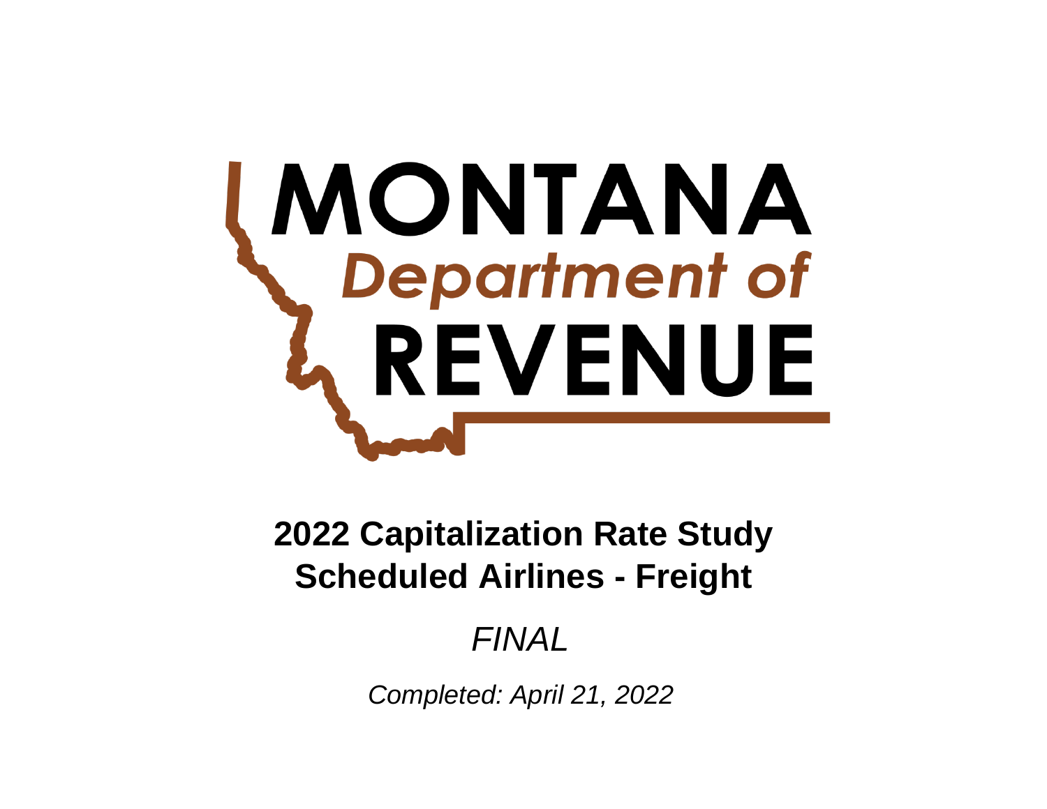MONTANA
Department of
REVENUE

# 2022 Capitalization Rate Study
# Scheduled Airlines - Freight

*FINAL*

*Completed: April 21, 2022*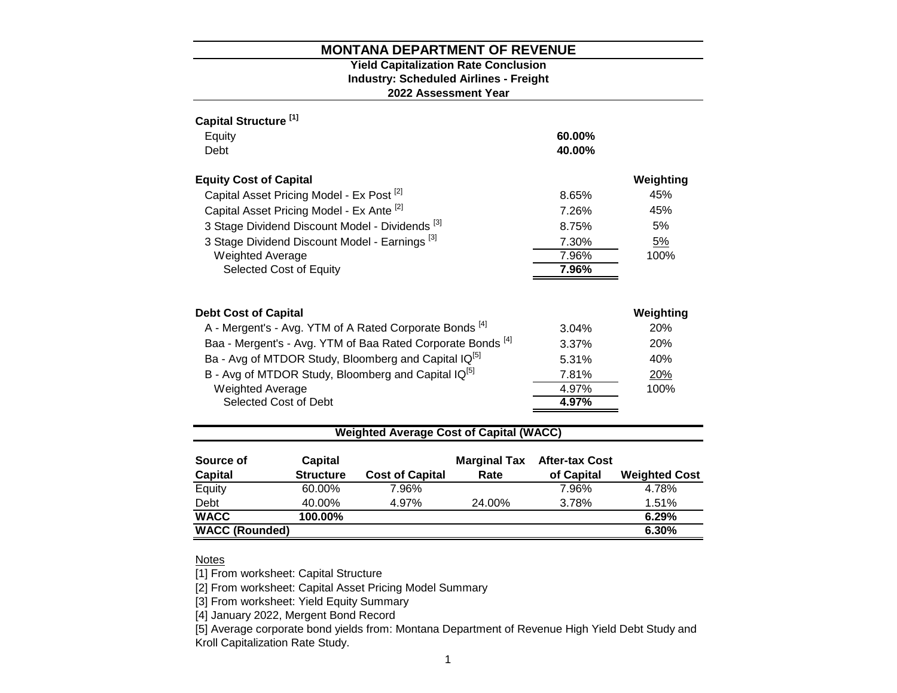# MONTANA DEPARTMENT OF REVENUE

## Yield Capitalization Rate Conclusion
## Industry: Scheduled Airlines - Freight
## 2022 Assessment Year

**Capital Structure** [1]

| | |
|---|---|
| Equity | **60.00%** |
| Debt | **40.00%** |

| **Equity Cost of Capital** | | **Weighting** |
|---|---|---|
| Capital Asset Pricing Model - Ex Post [2] | 8.65% | 45% |
| Capital Asset Pricing Model - Ex Ante [2] | 7.26% | 45% |
| 3 Stage Dividend Discount Model - Dividends [3] | 8.75% | 5% |
| 3 Stage Dividend Discount Model - Earnings [3] | 7.30% | 5% |
| Weighted Average | 7.96% | 100% |
| Selected Cost of Equity | **7.96%** | |

| **Debt Cost of Capital** | | **Weighting** |
|---|---|---|
| A - Mergent's - Avg. YTM of A Rated Corporate Bonds [4] | 3.04% | 20% |
| Baa - Mergent's - Avg. YTM of Baa Rated Corporate Bonds [4] | 3.37% | 20% |
| Ba - Avg of MTDOR Study, Bloomberg and Capital IQ[5] | 5.31% | 40% |
| B - Avg of MTDOR Study, Bloomberg and Capital IQ[5] | 7.81% | 20% |
| Weighted Average | 4.97% | 100% |
| Selected Cost of Debt | **4.97%** | |

### Weighted Average Cost of Capital (WACC)

| Source of Capital | Capital Structure | Cost of Capital | Marginal Tax Rate | After-tax Cost of Capital | Weighted Cost |
|---|---|---|---|---|---|
| Equity | 60.00% | 7.96% | | 7.96% | 4.78% |
| Debt | 40.00% | 4.97% | 24.00% | 3.78% | 1.51% |
| **WACC** | **100.00%** | | | | **6.29%** |
| **WACC (Rounded)** | | | | | **6.30%** |

Notes

[1] From worksheet: Capital Structure

[2] From worksheet: Capital Asset Pricing Model Summary

[3] From worksheet: Yield Equity Summary

[4] January 2022, Mergent Bond Record

[5] Average corporate bond yields from: Montana Department of Revenue High Yield Debt Study and Kroll Capitalization Rate Study.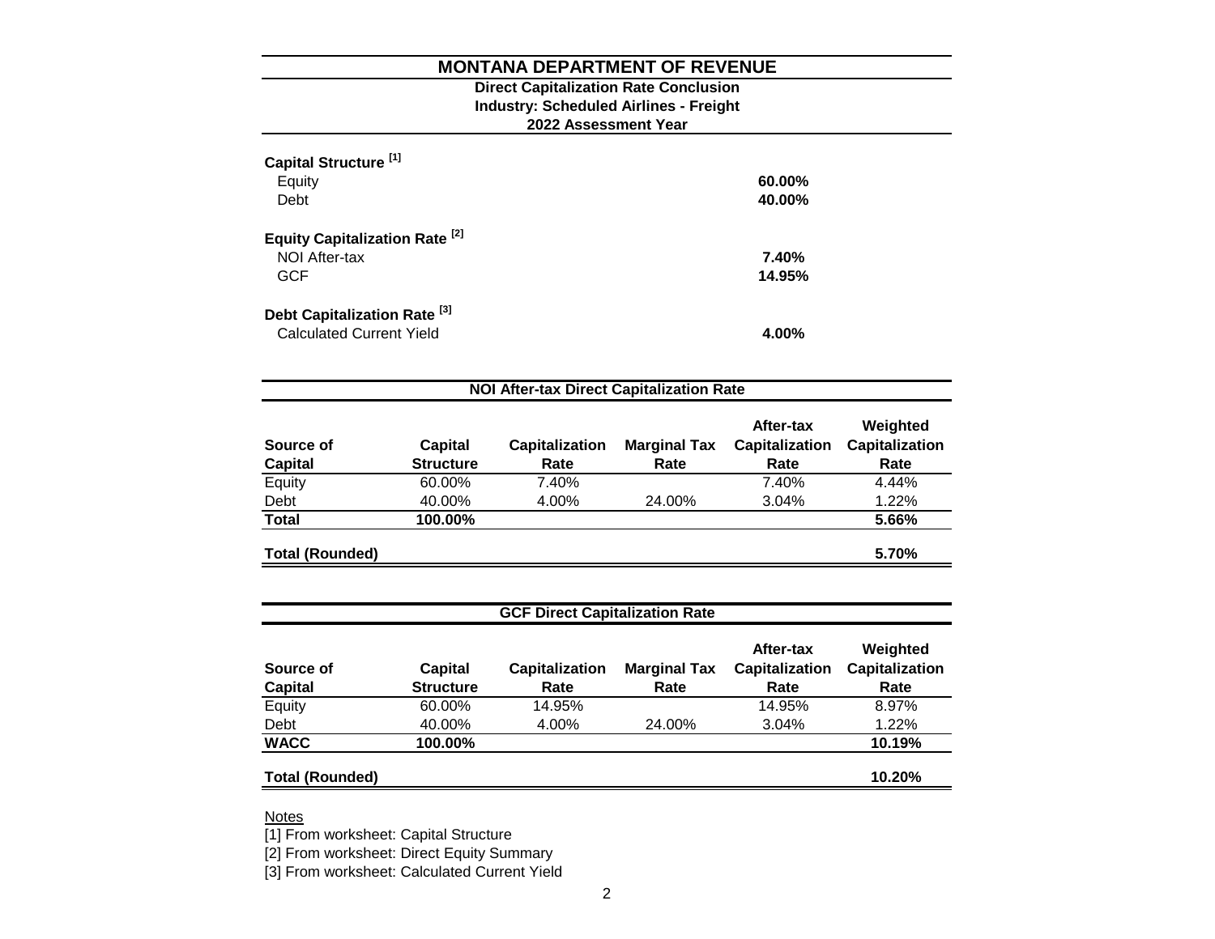# MONTANA DEPARTMENT OF REVENUE

**Direct Capitalization Rate Conclusion**
**Industry: Scheduled Airlines - Freight**
**2022 Assessment Year**

**Capital Structure [1]**

| | |
|---|---|
| Equity | **60.00%** |
| Debt | **40.00%** |

**Equity Capitalization Rate [2]**

| | |
|---|---|
| NOI After-tax | **7.40%** |
| GCF | **14.95%** |

**Debt Capitalization Rate [3]**

| | |
|---|---|
| Calculated Current Yield | **4.00%** |

## NOI After-tax Direct Capitalization Rate

| Source of Capital | Capital Structure | Capitalization Rate | Marginal Tax Rate | After-tax Capitalization Rate | Weighted Capitalization Rate |
|---|---|---|---|---|---|
| Equity | 60.00% | 7.40% | | 7.40% | 4.44% |
| Debt | 40.00% | 4.00% | 24.00% | 3.04% | 1.22% |
| **Total** | **100.00%** | | | | **5.66%** |
| **Total (Rounded)** | | | | | **5.70%** |

## GCF Direct Capitalization Rate

| Source of Capital | Capital Structure | Capitalization Rate | Marginal Tax Rate | After-tax Capitalization Rate | Weighted Capitalization Rate |
|---|---|---|---|---|---|
| Equity | 60.00% | 14.95% | | 14.95% | 8.97% |
| Debt | 40.00% | 4.00% | 24.00% | 3.04% | 1.22% |
| **WACC** | **100.00%** | | | | **10.19%** |
| **Total (Rounded)** | | | | | **10.20%** |

Notes

[1] From worksheet: Capital Structure

[2] From worksheet: Direct Equity Summary

[3] From worksheet: Calculated Current Yield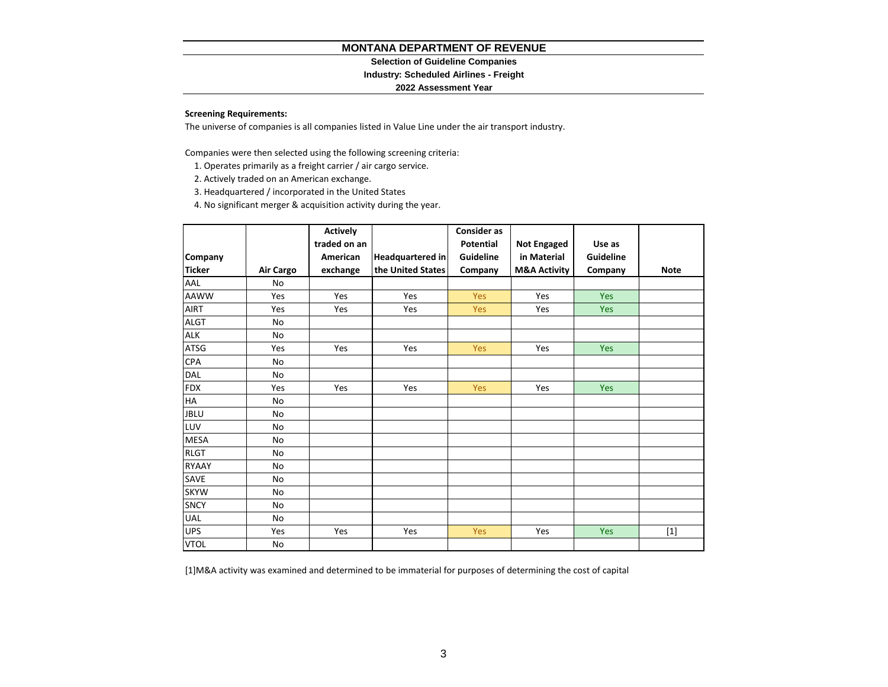# MONTANA DEPARTMENT OF REVENUE

**Selection of Guideline Companies**

**Industry: Scheduled Airlines - Freight**

**2022 Assessment Year**

**Screening Requirements:**

The universe of companies is all companies listed in Value Line under the air transport industry.

Companies were then selected using the following screening criteria:

1. Operates primarily as a freight carrier / air cargo service.
2. Actively traded on an American exchange.
3. Headquartered / incorporated in the United States
4. No significant merger & acquisition activity during the year.

| Company Ticker | Air Cargo | Actively traded on an American exchange | Headquartered in the United States | Consider as Potential Guideline Company | Not Engaged in Material M&A Activity | Use as Guideline Company | Note |
|---|---|---|---|---|---|---|---|
| AAL | No | | | | | | |
| AAWW | Yes | Yes | Yes | Yes | Yes | Yes | |
| AIRT | Yes | Yes | Yes | Yes | Yes | Yes | |
| ALGT | No | | | | | | |
| ALK | No | | | | | | |
| ATSG | Yes | Yes | Yes | Yes | Yes | Yes | |
| CPA | No | | | | | | |
| DAL | No | | | | | | |
| FDX | Yes | Yes | Yes | Yes | Yes | Yes | |
| HA | No | | | | | | |
| JBLU | No | | | | | | |
| LUV | No | | | | | | |
| MESA | No | | | | | | |
| RLGT | No | | | | | | |
| RYAAY | No | | | | | | |
| SAVE | No | | | | | | |
| SKYW | No | | | | | | |
| SNCY | No | | | | | | |
| UAL | No | | | | | | |
| UPS | Yes | Yes | Yes | Yes | Yes | Yes | [1] |
| VTOL | No | | | | | | |

[1]M&A activity was examined and determined to be immaterial for purposes of determining the cost of capital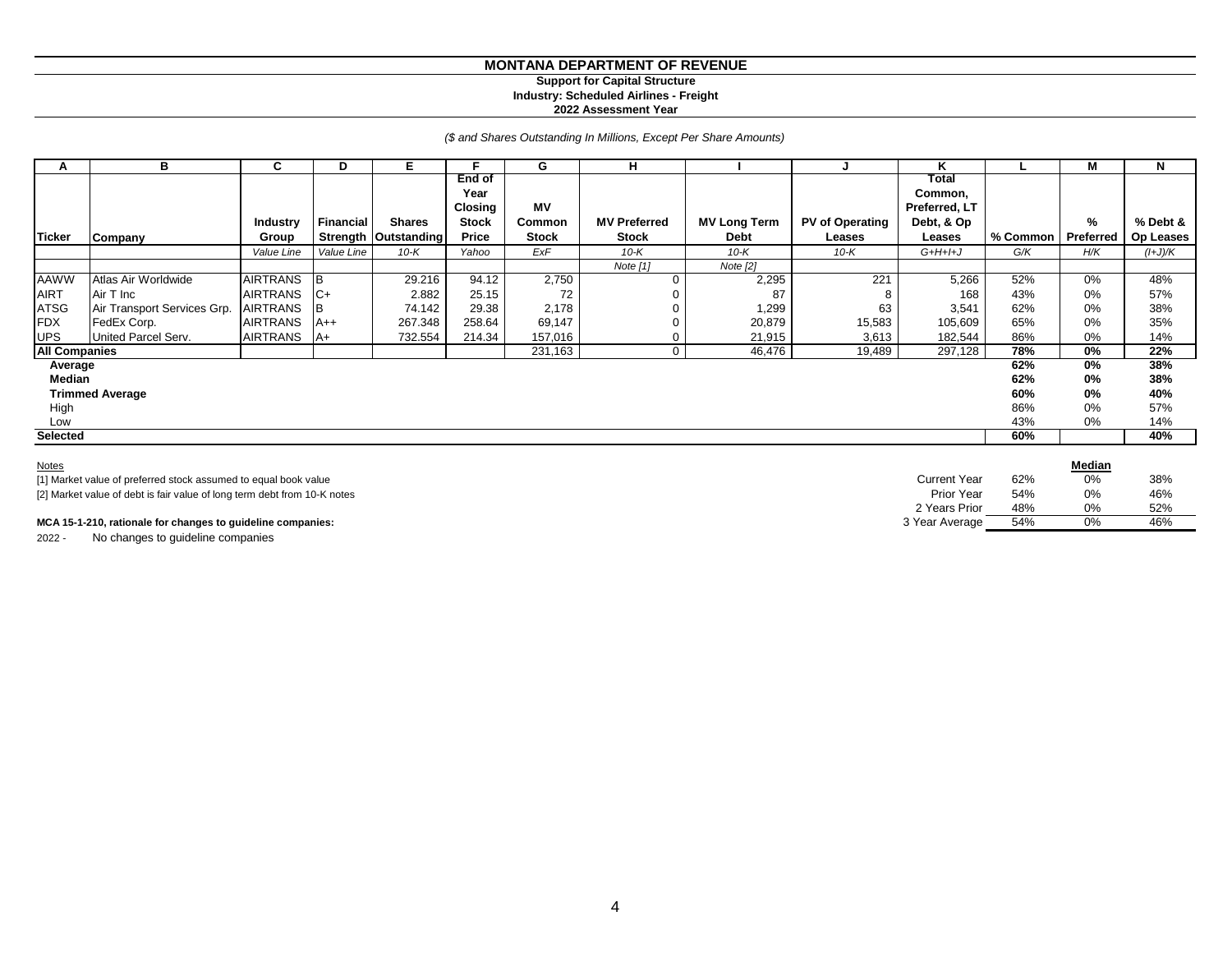# MONTANA DEPARTMENT OF REVENUE

**Support for Capital Structure**
**Industry: Scheduled Airlines - Freight**
**2022 Assessment Year**

*($ and Shares Outstanding In Millions, Except Per Share Amounts)*

| A | B | C | D | E | F | G | H | I | J | K | L | M | N |
|---|---|---|---|---|---|---|---|---|---|---|---|---|---|
| Ticker | Company | Industry Group | Financial Strength | Shares Outstanding | End of Year Closing Stock Price | MV Common Stock | MV Preferred Stock | MV Long Term Debt | PV of Operating Leases | Total Common, Preferred, LT Debt, & Op Leases | % Common | % Preferred | % Debt & Op Leases |
| | | *Value Line* | *Value Line* | *10-K* | *Yahoo* | *ExF* | *10-K* | *10-K* | *10-K* | *G+H+I+J* | *G/K* | *H/K* | *(I+J)/K* |
| | | | | | | | *Note [1]* | *Note [2]* | | | | | |
| AAWW | Atlas Air Worldwide | AIRTRANS | B | 29.216 | 94.12 | 2,750 | 0 | 2,295 | 221 | 5,266 | 52% | 0% | 48% |
| AIRT | Air T Inc | AIRTRANS | C+ | 2.882 | 25.15 | 72 | 0 | 87 | 8 | 168 | 43% | 0% | 57% |
| ATSG | Air Transport Services Grp. | AIRTRANS | B | 74.142 | 29.38 | 2,178 | 0 | 1,299 | 63 | 3,541 | 62% | 0% | 38% |
| FDX | FedEx Corp. | AIRTRANS | A++ | 267.348 | 258.64 | 69,147 | 0 | 20,879 | 15,583 | 105,609 | 65% | 0% | 35% |
| UPS | United Parcel Serv. | AIRTRANS | A+ | 732.554 | 214.34 | 157,016 | 0 | 21,915 | 3,613 | 182,544 | 86% | 0% | 14% |
| **All Companies** | | | | | | 231,163 | 0 | 46,476 | 19,489 | 297,128 | **78%** | **0%** | **22%** |
| **Average** | | | | | | | | | | | **62%** | **0%** | **38%** |
| **Median** | | | | | | | | | | | **62%** | **0%** | **38%** |
| **Trimmed Average** | | | | | | | | | | | **60%** | **0%** | **40%** |
| High | | | | | | | | | | | 86% | 0% | 57% |
| Low | | | | | | | | | | | 43% | 0% | 14% |
| **Selected** | | | | | | | | | | | **60%** | | **40%** |

Notes

[1] Market value of preferred stock assumed to equal book value

[2] Market value of debt is fair value of long term debt from 10-K notes

**MCA 15-1-210, rationale for changes to guideline companies:**

2022 - No changes to guideline companies

| | | **Median** | |
|---|---|---|---|
| Current Year | 62% | 0% | 38% |
| Prior Year | 54% | 0% | 46% |
| 2 Years Prior | 48% | 0% | 52% |
| 3 Year Average | 54% | 0% | 46% |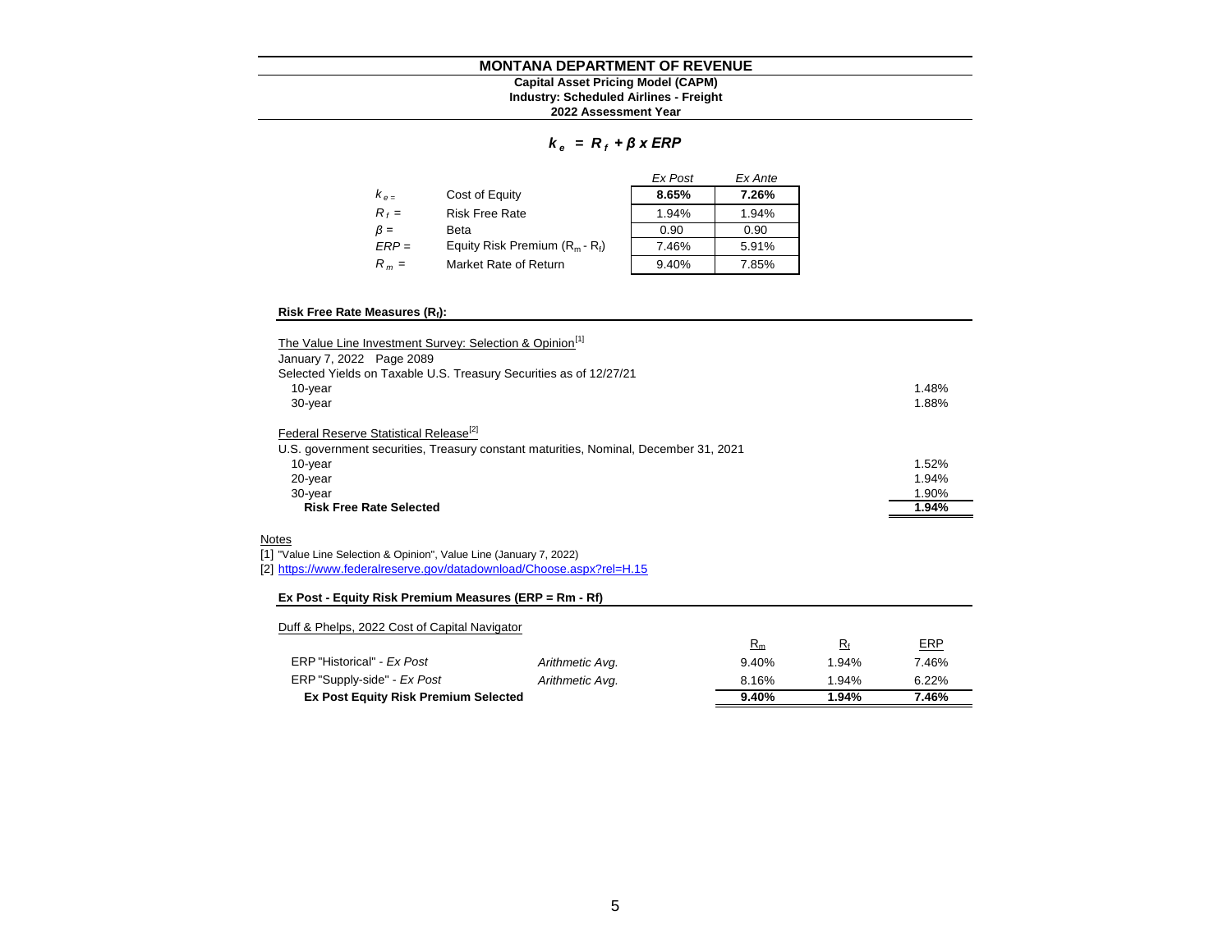# MONTANA DEPARTMENT OF REVENUE

**Capital Asset Pricing Model (CAPM)**
**Industry: Scheduled Airlines - Freight**
**2022 Assessment Year**

$$k_e = R_f + \beta \times ERP$$

| | | *Ex Post* | *Ex Ante* |
|---|---|---|---|
| $k_e$ = | Cost of Equity | **8.65%** | **7.26%** |
| $R_f$ = | Risk Free Rate | 1.94% | 1.94% |
| $\beta$ = | Beta | 0.90 | 0.90 |
| $ERP$ = | Equity Risk Premium ($R_m$ - $R_f$) | 7.46% | 5.91% |
| $R_m$ = | Market Rate of Return | 9.40% | 7.85% |

## Risk Free Rate Measures ($R_f$):

The Value Line Investment Survey: Selection & Opinion[1]
January 7, 2022 Page 2089
Selected Yields on Taxable U.S. Treasury Securities as of 12/27/21

| | |
|---|---|
| 10-year | 1.48% |
| 30-year | 1.88% |

Federal Reserve Statistical Release[2]
U.S. government securities, Treasury constant maturities, Nominal, December 31, 2021

| | |
|---|---|
| 10-year | 1.52% |
| 20-year | 1.94% |
| 30-year | 1.90% |
| **Risk Free Rate Selected** | **1.94%** |

Notes
[1] "Value Line Selection & Opinion", Value Line (January 7, 2022)
[2] https://www.federalreserve.gov/datadownload/Choose.aspx?rel=H.15

## Ex Post - Equity Risk Premium Measures (ERP = Rm - Rf)

Duff & Phelps, 2022 Cost of Capital Navigator

| | | $R_m$ | $R_f$ | ERP |
|---|---|---|---|---|
| ERP "Historical" - *Ex Post* | *Arithmetic Avg.* | 9.40% | 1.94% | 7.46% |
| ERP "Supply-side" - *Ex Post* | *Arithmetic Avg.* | 8.16% | 1.94% | 6.22% |
| **Ex Post Equity Risk Premium Selected** | | **9.40%** | **1.94%** | **7.46%** |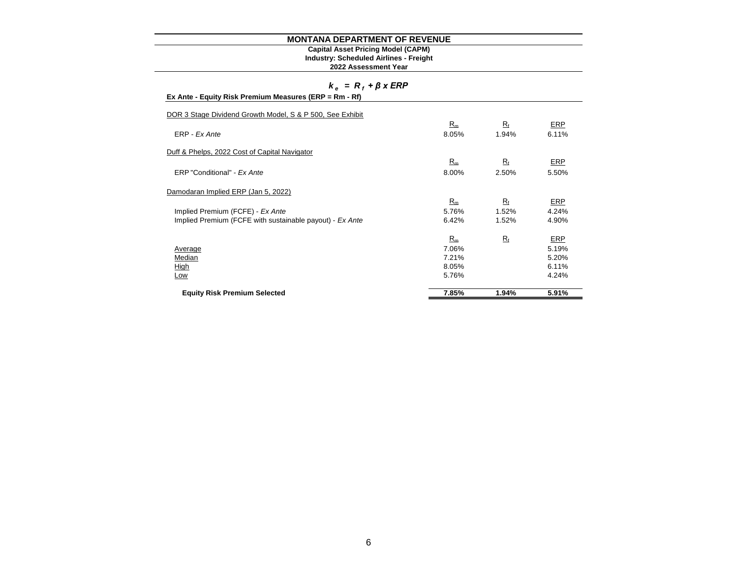# MONTANA DEPARTMENT OF REVENUE

**Capital Asset Pricing Model (CAPM)**
**Industry: Scheduled Airlines - Freight**
**2022 Assessment Year**

$$k_e = R_f + \beta \times ERP$$

**Ex Ante - Equity Risk Premium Measures (ERP = Rm - Rf)**

| | $R_m$ | $R_f$ | ERP |
|---|---|---|---|
| DOR 3 Stage Dividend Growth Model, S & P 500, See Exhibit | | | |
| ERP - *Ex Ante* | 8.05% | 1.94% | 6.11% |
| Duff & Phelps, 2022 Cost of Capital Navigator | | | |
| ERP "Conditional" - *Ex Ante* | 8.00% | 2.50% | 5.50% |
| Damodaran Implied ERP (Jan 5, 2022) | | | |
| Implied Premium (FCFE) - *Ex Ante* | 5.76% | 1.52% | 4.24% |
| Implied Premium (FCFE with sustainable payout) - *Ex Ante* | 6.42% | 1.52% | 4.90% |
| Average | 7.06% | | 5.19% |
| Median | 7.21% | | 5.20% |
| High | 8.05% | | 6.11% |
| Low | 5.76% | | 4.24% |
| **Equity Risk Premium Selected** | **7.85%** | **1.94%** | **5.91%** |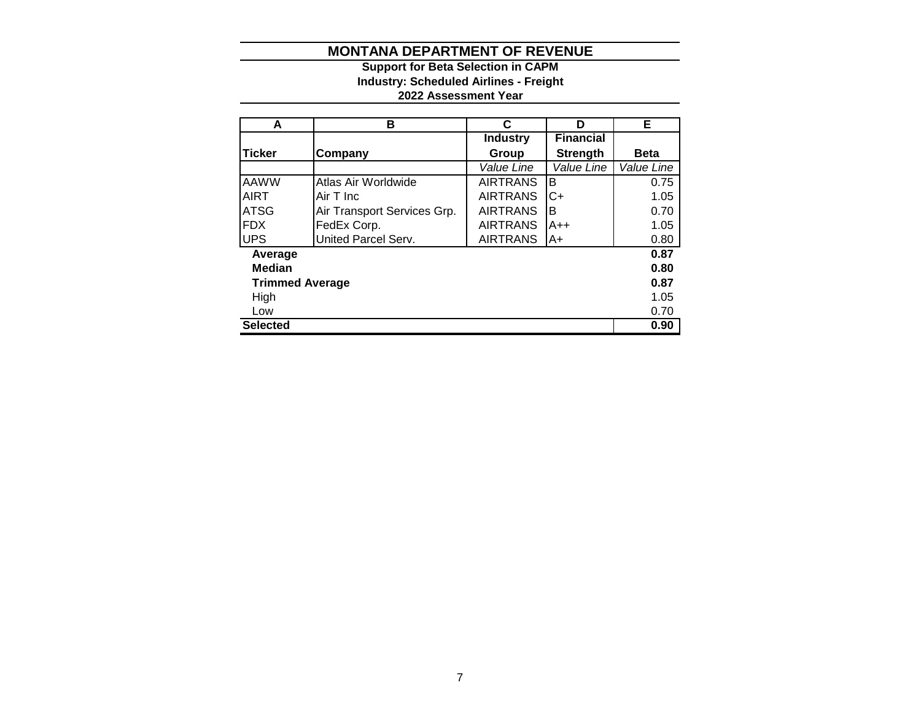# MONTANA DEPARTMENT OF REVENUE

**Support for Beta Selection in CAPM**
**Industry: Scheduled Airlines - Freight**
**2022 Assessment Year**

| A | B | C | D | E |
|---|---|---|---|---|
| **Ticker** | **Company** | **Industry Group** | **Financial Strength** | **Beta** |
| | | *Value Line* | *Value Line* | *Value Line* |
| AAWW | Atlas Air Worldwide | AIRTRANS | B | 0.75 |
| AIRT | Air T Inc | AIRTRANS | C+ | 1.05 |
| ATSG | Air Transport Services Grp. | AIRTRANS | B | 0.70 |
| FDX | FedEx Corp. | AIRTRANS | A++ | 1.05 |
| UPS | United Parcel Serv. | AIRTRANS | A+ | 0.80 |
| **Average** | | | | **0.87** |
| **Median** | | | | **0.80** |
| **Trimmed Average** | | | | **0.87** |
| High | | | | 1.05 |
| Low | | | | 0.70 |
| **Selected** | | | | **0.90** |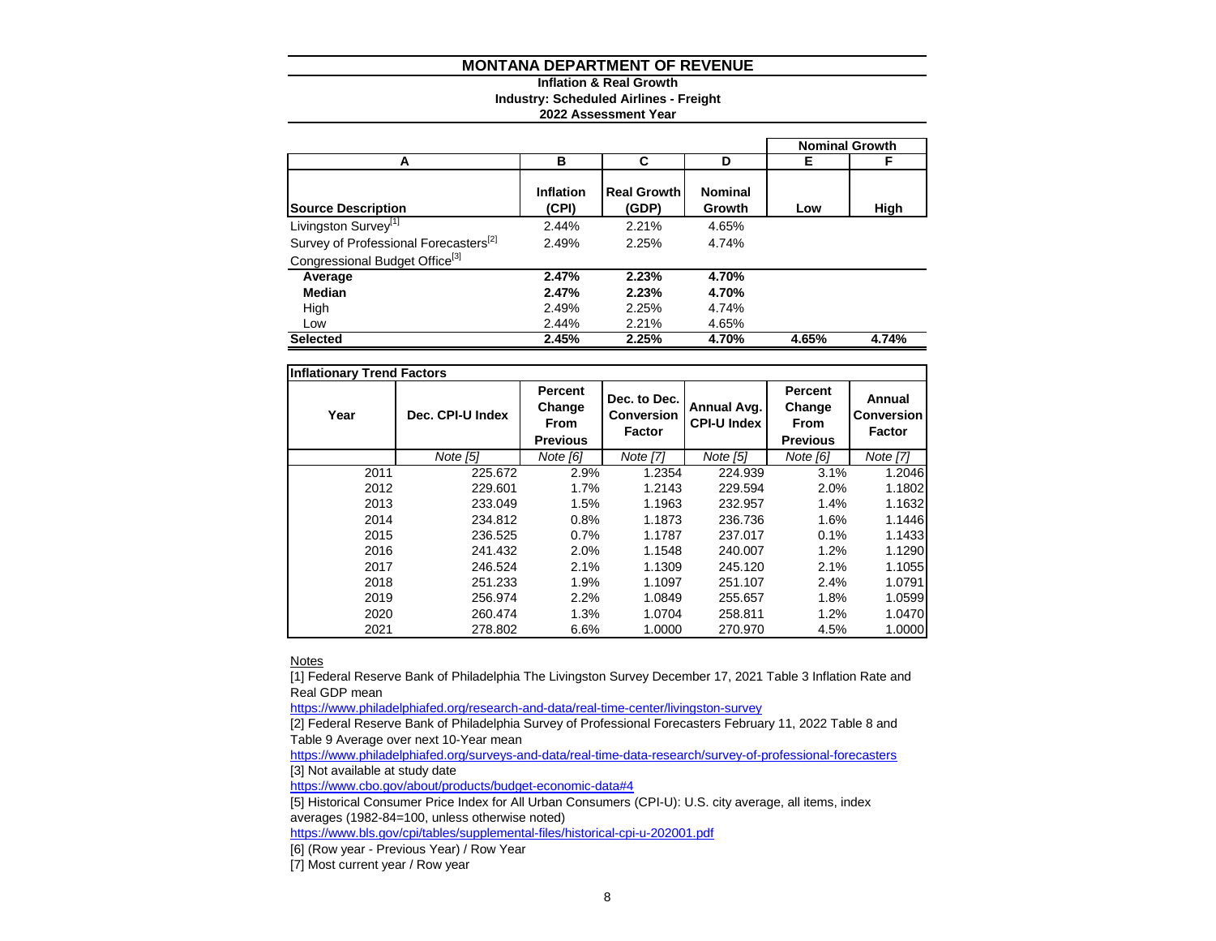# MONTANA DEPARTMENT OF REVENUE

**Inflation & Real Growth**
**Industry: Scheduled Airlines - Freight**
**2022 Assessment Year**

| | | | | Nominal Growth | |
|---|---|---|---|---|---|
| A | B | C | D | E | F |
| **Source Description** | **Inflation (CPI)** | **Real Growth (GDP)** | **Nominal Growth** | **Low** | **High** |
| Livingston Survey[1] | 2.44% | 2.21% | 4.65% | | |
| Survey of Professional Forecasters[2] | 2.49% | 2.25% | 4.74% | | |
| Congressional Budget Office[3] | | | | | |
| **Average** | **2.47%** | **2.23%** | **4.70%** | | |
| **Median** | **2.47%** | **2.23%** | **4.70%** | | |
| High | 2.49% | 2.25% | 4.74% | | |
| Low | 2.44% | 2.21% | 4.65% | | |
| **Selected** | **2.45%** | **2.25%** | **4.70%** | **4.65%** | **4.74%** |

**Inflationary Trend Factors**

| Year | Dec. CPI-U Index | Percent Change From Previous | Dec. to Dec. Conversion Factor | Annual Avg. CPI-U Index | Percent Change From Previous | Annual Conversion Factor |
|---|---|---|---|---|---|---|
| | *Note [5]* | *Note [6]* | *Note [7]* | *Note [5]* | *Note [6]* | *Note [7]* |
| 2011 | 225.672 | 2.9% | 1.2354 | 224.939 | 3.1% | 1.2046 |
| 2012 | 229.601 | 1.7% | 1.2143 | 229.594 | 2.0% | 1.1802 |
| 2013 | 233.049 | 1.5% | 1.1963 | 232.957 | 1.4% | 1.1632 |
| 2014 | 234.812 | 0.8% | 1.1873 | 236.736 | 1.6% | 1.1446 |
| 2015 | 236.525 | 0.7% | 1.1787 | 237.017 | 0.1% | 1.1433 |
| 2016 | 241.432 | 2.0% | 1.1548 | 240.007 | 1.2% | 1.1290 |
| 2017 | 246.524 | 2.1% | 1.1309 | 245.120 | 2.1% | 1.1055 |
| 2018 | 251.233 | 1.9% | 1.1097 | 251.107 | 2.4% | 1.0791 |
| 2019 | 256.974 | 2.2% | 1.0849 | 255.657 | 1.8% | 1.0599 |
| 2020 | 260.474 | 1.3% | 1.0704 | 258.811 | 1.2% | 1.0470 |
| 2021 | 278.802 | 6.6% | 1.0000 | 270.970 | 4.5% | 1.0000 |

Notes

[1] Federal Reserve Bank of Philadelphia The Livingston Survey December 17, 2021 Table 3 Inflation Rate and Real GDP mean

https://www.philadelphiafed.org/research-and-data/real-time-center/livingston-survey

[2] Federal Reserve Bank of Philadelphia Survey of Professional Forecasters February 11, 2022 Table 8 and Table 9 Average over next 10-Year mean

https://www.philadelphiafed.org/surveys-and-data/real-time-data-research/survey-of-professional-forecasters

[3] Not available at study date

https://www.cbo.gov/about/products/budget-economic-data#4

[5] Historical Consumer Price Index for All Urban Consumers (CPI-U): U.S. city average, all items, index averages (1982-84=100, unless otherwise noted)

https://www.bls.gov/cpi/tables/supplemental-files/historical-cpi-u-202001.pdf

[6] (Row year - Previous Year) / Row Year

[7] Most current year / Row year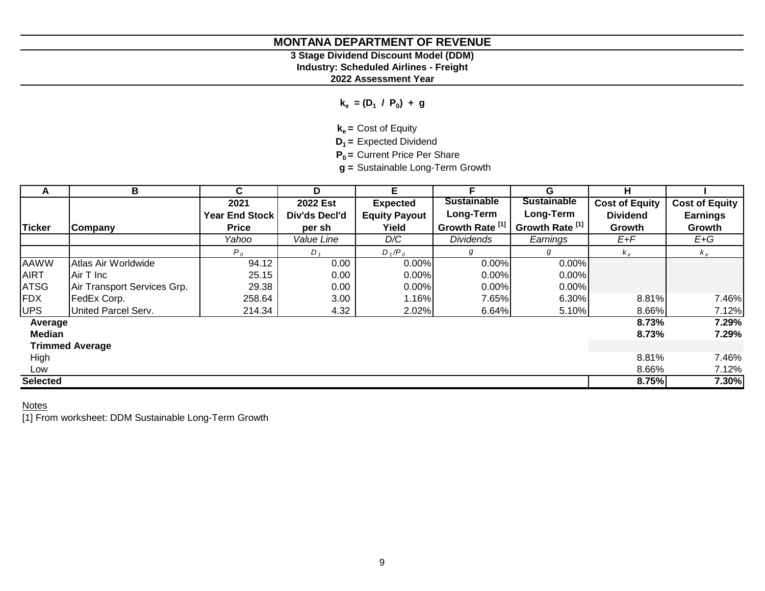# MONTANA DEPARTMENT OF REVENUE

**3 Stage Dividend Discount Model (DDM)**
**Industry: Scheduled Airlines - Freight**
**2022 Assessment Year**

$$k_e = (D_1 / P_0) + g$$

$k_e$ = Cost of Equity
$D_1$ = Expected Dividend
$P_0$ = Current Price Per Share
$g$ = Sustainable Long-Term Growth

| A | B | C | D | E | F | G | H | I |
|---|---|---|---|---|---|---|---|---|
| Ticker | Company | 2021 Year End Stock Price | 2022 Est Div'ds Decl'd per sh | Expected Equity Payout Yield | Sustainable Long-Term Growth Rate [1] | Sustainable Long-Term Growth Rate [1] | Cost of Equity Dividend Growth | Cost of Equity Earnings Growth |
| | | *Yahoo* | *Value Line* | *D/C* | *Dividends* | *Earnings* | *E+F* | *E+G* |
| | | $P_0$ | $D_1$ | $D_1/P_0$ | $g$ | $g$ | $k_e$ | $k_e$ |
| AAWW | Atlas Air Worldwide | 94.12 | 0.00 | 0.00% | 0.00% | 0.00% | | |
| AIRT | Air T Inc | 25.15 | 0.00 | 0.00% | 0.00% | 0.00% | | |
| ATSG | Air Transport Services Grp. | 29.38 | 0.00 | 0.00% | 0.00% | 0.00% | | |
| FDX | FedEx Corp. | 258.64 | 3.00 | 1.16% | 7.65% | 6.30% | 8.81% | 7.46% |
| UPS | United Parcel Serv. | 214.34 | 4.32 | 2.02% | 6.64% | 5.10% | 8.66% | 7.12% |
| **Average** | | | | | | | **8.73%** | **7.29%** |
| **Median** | | | | | | | **8.73%** | **7.29%** |
| **Trimmed Average** | | | | | | | | |
| High | | | | | | | 8.81% | 7.46% |
| Low | | | | | | | 8.66% | 7.12% |
| **Selected** | | | | | | | **8.75%** | **7.30%** |

Notes
[1] From worksheet: DDM Sustainable Long-Term Growth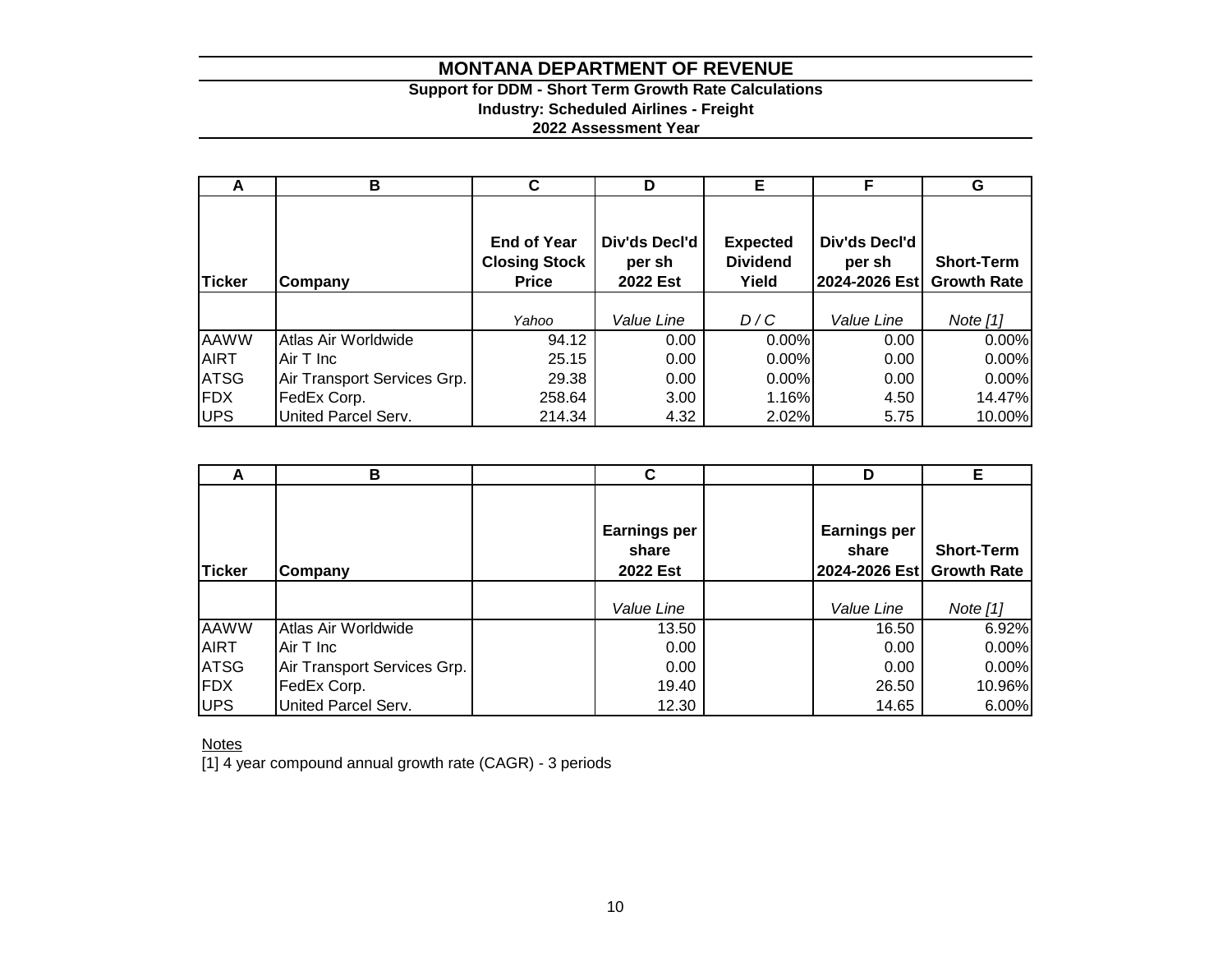# MONTANA DEPARTMENT OF REVENUE

**Support for DDM - Short Term Growth Rate Calculations**
**Industry: Scheduled Airlines - Freight**
**2022 Assessment Year**

| A | B | C | D | E | F | G |
|---|---|---|---|---|---|---|
| **Ticker** | **Company** | **End of Year Closing Stock Price** | **Div'ds Decl'd per sh 2022 Est** | **Expected Dividend Yield** | **Div'ds Decl'd per sh 2024-2026 Est** | **Short-Term Growth Rate** |
| | | *Yahoo* | *Value Line* | *D / C* | *Value Line* | *Note [1]* |
| AAWW | Atlas Air Worldwide | 94.12 | 0.00 | 0.00% | 0.00 | 0.00% |
| AIRT | Air T Inc | 25.15 | 0.00 | 0.00% | 0.00 | 0.00% |
| ATSG | Air Transport Services Grp. | 29.38 | 0.00 | 0.00% | 0.00 | 0.00% |
| FDX | FedEx Corp. | 258.64 | 3.00 | 1.16% | 4.50 | 14.47% |
| UPS | United Parcel Serv. | 214.34 | 4.32 | 2.02% | 5.75 | 10.00% |

| A | B | C | D | E |
|---|---|---|---|---|
| **Ticker** | **Company** | **Earnings per share 2022 Est** | **Earnings per share 2024-2026 Est** | **Short-Term Growth Rate** |
| | | *Value Line* | *Value Line* | *Note [1]* |
| AAWW | Atlas Air Worldwide | 13.50 | 16.50 | 6.92% |
| AIRT | Air T Inc | 0.00 | 0.00 | 0.00% |
| ATSG | Air Transport Services Grp. | 0.00 | 0.00 | 0.00% |
| FDX | FedEx Corp. | 19.40 | 26.50 | 10.96% |
| UPS | United Parcel Serv. | 12.30 | 14.65 | 6.00% |

Notes

[1] 4 year compound annual growth rate (CAGR) - 3 periods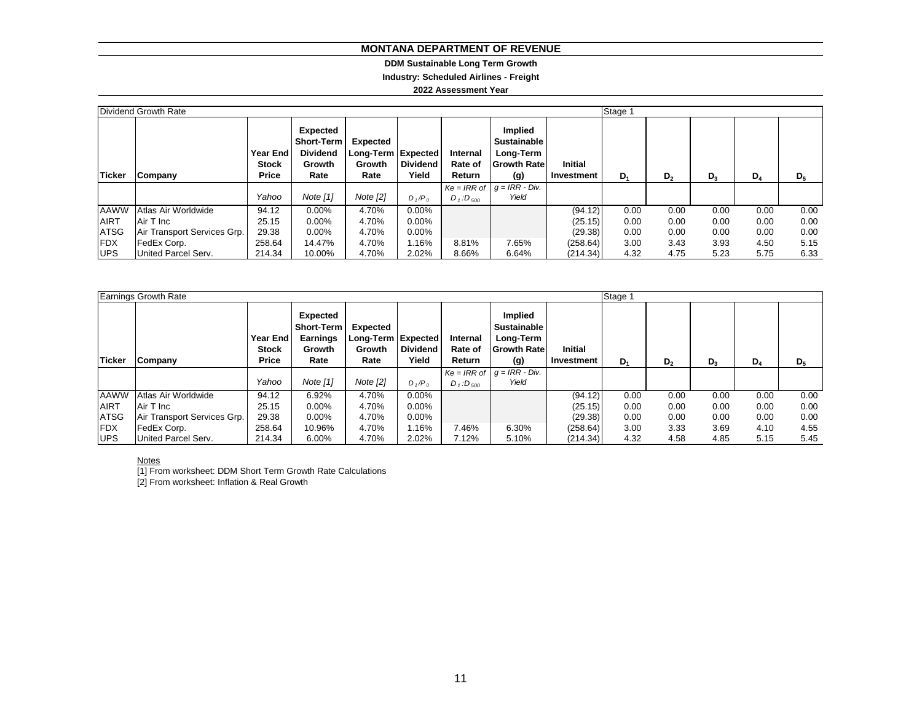# MONTANA DEPARTMENT OF REVENUE

**DDM Sustainable Long Term Growth**

**Industry: Scheduled Airlines - Freight**

**2022 Assessment Year**

| Dividend Growth Rate | | | | | | | | | Stage 1 | | | | |
|---|---|---|---|---|---|---|---|---|---|---|---|---|---|
| **Ticker** | **Company** | **Year End Stock Price** | **Expected Short-Term Dividend Growth Rate** | **Expected Long-Term Growth Rate** | **Expected Dividend Yield** | **Internal Rate of Return** | **Implied Sustainable Long-Term Growth Rate (g)** | **Initial Investment** | $D_1$ | $D_2$ | $D_3$ | $D_4$ | $D_5$ |
| | | *Yahoo* | *Note [1]* | *Note [2]* | $D_1/P_0$ | *Ke = IRR of* $D_1:D_{500}$ | *g = IRR - Div. Yield* | | | | | | |
| AAWW | Atlas Air Worldwide | 94.12 | 0.00% | 4.70% | 0.00% | | | (94.12) | 0.00 | 0.00 | 0.00 | 0.00 | 0.00 |
| AIRT | Air T Inc | 25.15 | 0.00% | 4.70% | 0.00% | | | (25.15) | 0.00 | 0.00 | 0.00 | 0.00 | 0.00 |
| ATSG | Air Transport Services Grp. | 29.38 | 0.00% | 4.70% | 0.00% | | | (29.38) | 0.00 | 0.00 | 0.00 | 0.00 | 0.00 |
| FDX | FedEx Corp. | 258.64 | 14.47% | 4.70% | 1.16% | 8.81% | 7.65% | (258.64) | 3.00 | 3.43 | 3.93 | 4.50 | 5.15 |
| UPS | United Parcel Serv. | 214.34 | 10.00% | 4.70% | 2.02% | 8.66% | 6.64% | (214.34) | 4.32 | 4.75 | 5.23 | 5.75 | 6.33 |

| Earnings Growth Rate | | | | | | | | | Stage 1 | | | | |
|---|---|---|---|---|---|---|---|---|---|---|---|---|---|
| **Ticker** | **Company** | **Year End Stock Price** | **Expected Short-Term Earnings Growth Rate** | **Expected Long-Term Growth Rate** | **Expected Dividend Yield** | **Internal Rate of Return** | **Implied Sustainable Long-Term Growth Rate (g)** | **Initial Investment** | $D_1$ | $D_2$ | $D_3$ | $D_4$ | $D_5$ |
| | | *Yahoo* | *Note [1]* | *Note [2]* | $D_1/P_0$ | *Ke = IRR of* $D_1:D_{500}$ | *g = IRR - Div. Yield* | | | | | | |
| AAWW | Atlas Air Worldwide | 94.12 | 6.92% | 4.70% | 0.00% | | | (94.12) | 0.00 | 0.00 | 0.00 | 0.00 | 0.00 |
| AIRT | Air T Inc | 25.15 | 0.00% | 4.70% | 0.00% | | | (25.15) | 0.00 | 0.00 | 0.00 | 0.00 | 0.00 |
| ATSG | Air Transport Services Grp. | 29.38 | 0.00% | 4.70% | 0.00% | | | (29.38) | 0.00 | 0.00 | 0.00 | 0.00 | 0.00 |
| FDX | FedEx Corp. | 258.64 | 10.96% | 4.70% | 1.16% | 7.46% | 6.30% | (258.64) | 3.00 | 3.33 | 3.69 | 4.10 | 4.55 |
| UPS | United Parcel Serv. | 214.34 | 6.00% | 4.70% | 2.02% | 7.12% | 5.10% | (214.34) | 4.32 | 4.58 | 4.85 | 5.15 | 5.45 |

Notes

[1] From worksheet: DDM Short Term Growth Rate Calculations

[2] From worksheet: Inflation & Real Growth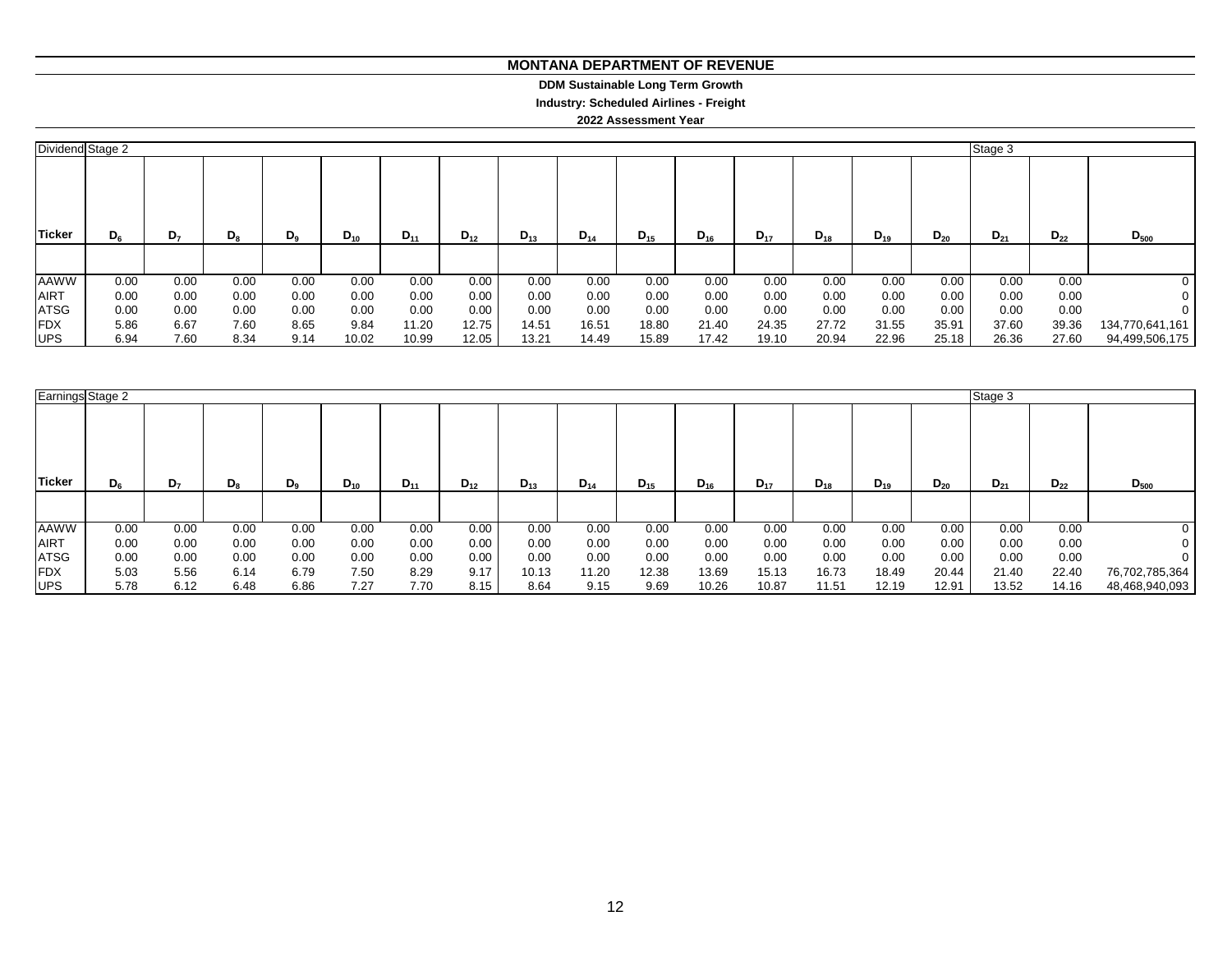# MONTANA DEPARTMENT OF REVENUE

**DDM Sustainable Long Term Growth**

**Industry: Scheduled Airlines - Freight**

**2022 Assessment Year**

| Dividend | Stage 2 | | | | | | | | | | | | | | | Stage 3 | | |
|---|---|---|---|---|---|---|---|---|---|---|---|---|---|---|---|---|---|---|
| **Ticker** | **$D_6$** | **$D_7$** | **$D_8$** | **$D_9$** | **$D_{10}$** | **$D_{11}$** | **$D_{12}$** | **$D_{13}$** | **$D_{14}$** | **$D_{15}$** | **$D_{16}$** | **$D_{17}$** | **$D_{18}$** | **$D_{19}$** | **$D_{20}$** | **$D_{21}$** | **$D_{22}$** | **$D_{500}$** |
| AAWW | 0.00 | 0.00 | 0.00 | 0.00 | 0.00 | 0.00 | 0.00 | 0.00 | 0.00 | 0.00 | 0.00 | 0.00 | 0.00 | 0.00 | 0.00 | 0.00 | 0.00 | 0 |
| AIRT | 0.00 | 0.00 | 0.00 | 0.00 | 0.00 | 0.00 | 0.00 | 0.00 | 0.00 | 0.00 | 0.00 | 0.00 | 0.00 | 0.00 | 0.00 | 0.00 | 0.00 | 0 |
| ATSG | 0.00 | 0.00 | 0.00 | 0.00 | 0.00 | 0.00 | 0.00 | 0.00 | 0.00 | 0.00 | 0.00 | 0.00 | 0.00 | 0.00 | 0.00 | 0.00 | 0.00 | 0 |
| FDX | 5.86 | 6.67 | 7.60 | 8.65 | 9.84 | 11.20 | 12.75 | 14.51 | 16.51 | 18.80 | 21.40 | 24.35 | 27.72 | 31.55 | 35.91 | 37.60 | 39.36 | 134,770,641,161 |
| UPS | 6.94 | 7.60 | 8.34 | 9.14 | 10.02 | 10.99 | 12.05 | 13.21 | 14.49 | 15.89 | 17.42 | 19.10 | 20.94 | 22.96 | 25.18 | 26.36 | 27.60 | 94,499,506,175 |

| Earnings | Stage 2 | | | | | | | | | | | | | | | Stage 3 | | |
|---|---|---|---|---|---|---|---|---|---|---|---|---|---|---|---|---|---|---|
| **Ticker** | **$D_6$** | **$D_7$** | **$D_8$** | **$D_9$** | **$D_{10}$** | **$D_{11}$** | **$D_{12}$** | **$D_{13}$** | **$D_{14}$** | **$D_{15}$** | **$D_{16}$** | **$D_{17}$** | **$D_{18}$** | **$D_{19}$** | **$D_{20}$** | **$D_{21}$** | **$D_{22}$** | **$D_{500}$** |
| AAWW | 0.00 | 0.00 | 0.00 | 0.00 | 0.00 | 0.00 | 0.00 | 0.00 | 0.00 | 0.00 | 0.00 | 0.00 | 0.00 | 0.00 | 0.00 | 0.00 | 0.00 | 0 |
| AIRT | 0.00 | 0.00 | 0.00 | 0.00 | 0.00 | 0.00 | 0.00 | 0.00 | 0.00 | 0.00 | 0.00 | 0.00 | 0.00 | 0.00 | 0.00 | 0.00 | 0.00 | 0 |
| ATSG | 0.00 | 0.00 | 0.00 | 0.00 | 0.00 | 0.00 | 0.00 | 0.00 | 0.00 | 0.00 | 0.00 | 0.00 | 0.00 | 0.00 | 0.00 | 0.00 | 0.00 | 0 |
| FDX | 5.03 | 5.56 | 6.14 | 6.79 | 7.50 | 8.29 | 9.17 | 10.13 | 11.20 | 12.38 | 13.69 | 15.13 | 16.73 | 18.49 | 20.44 | 21.40 | 22.40 | 76,702,785,364 |
| UPS | 5.78 | 6.12 | 6.48 | 6.86 | 7.27 | 7.70 | 8.15 | 8.64 | 9.15 | 9.69 | 10.26 | 10.87 | 11.51 | 12.19 | 12.91 | 13.52 | 14.16 | 48,468,940,093 |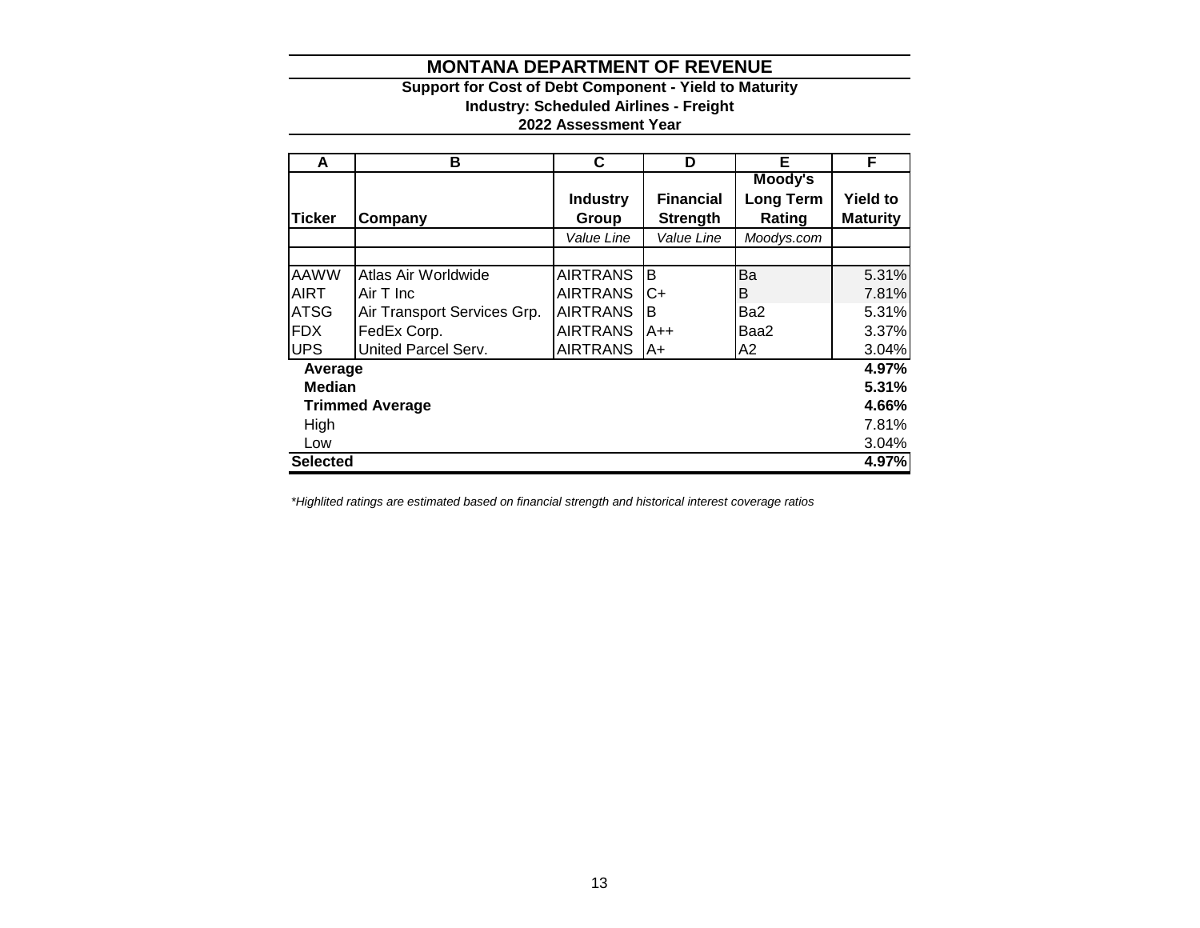# MONTANA DEPARTMENT OF REVENUE

**Support for Cost of Debt Component - Yield to Maturity**
**Industry: Scheduled Airlines - Freight**
**2022 Assessment Year**

| A | B | C | D | E | F |
|---|---|---|---|---|---|
| **Ticker** | **Company** | **Industry Group** | **Financial Strength** | **Moody's Long Term Rating** | **Yield to Maturity** |
| | | *Value Line* | *Value Line* | *Moodys.com* | |
| | | | | | |
| AAWW | Atlas Air Worldwide | AIRTRANS | B | Ba | 5.31% |
| AIRT | Air T Inc | AIRTRANS | C+ | B | 7.81% |
| ATSG | Air Transport Services Grp. | AIRTRANS | B | Ba2 | 5.31% |
| FDX | FedEx Corp. | AIRTRANS | A++ | Baa2 | 3.37% |
| UPS | United Parcel Serv. | AIRTRANS | A+ | A2 | 3.04% |
| **Average** | | | | | **4.97%** |
| **Median** | | | | | **5.31%** |
| **Trimmed Average** | | | | | **4.66%** |
| High | | | | | 7.81% |
| Low | | | | | 3.04% |
| **Selected** | | | | | **4.97%** |

*\*Highlited ratings are estimated based on financial strength and historical interest coverage ratios*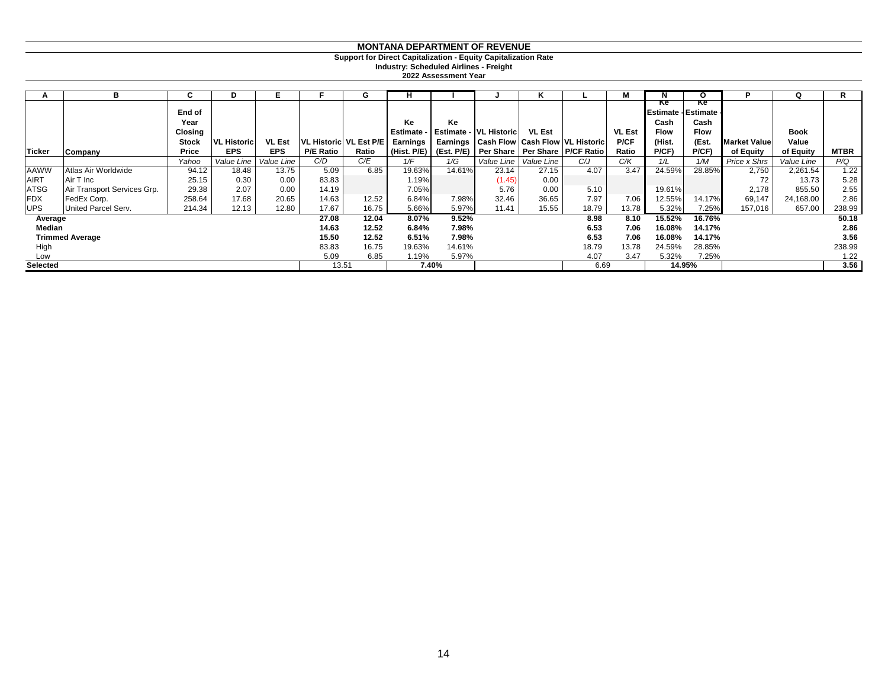# MONTANA DEPARTMENT OF REVENUE

**Support for Direct Capitalization - Equity Capitalization Rate**
**Industry: Scheduled Airlines - Freight**
**2022 Assessment Year**

| A | B | C | D | E | F | G | H | I | J | K | L | M | N | O | P | Q | R |
|---|---|---|---|---|---|---|---|---|---|---|---|---|---|---|---|---|---|
| Ticker | Company | End of Year Closing Stock Price | VL Historic EPS | VL Est EPS | VL Historic P/E Ratio | VL Est P/E Ratio | Ke Estimate - Earnings (Hist. P/E) | Ke Estimate - Earnings (Est. P/E) | VL Historic Cash Flow Per Share | VL Est Cash Flow Per Share | VL Historic P/CF Ratio | VL Est P/CF Ratio | Ke Estimate - Cash Flow (Hist. P/CF) | Ke Estimate - Cash Flow (Est. P/CF) | Market Value of Equity | Book Value of Equity | MTBR |
| | | *Yahoo* | *Value Line* | *Value Line* | *C/D* | *C/E* | *1/F* | *1/G* | *Value Line* | *Value Line* | *C/J* | *C/K* | *1/L* | *1/M* | *Price x Shrs* | *Value Line* | *P/Q* |
| AAWW | Atlas Air Worldwide | 94.12 | 18.48 | 13.75 | 5.09 | 6.85 | 19.63% | 14.61% | 23.14 | 27.15 | 4.07 | 3.47 | 24.59% | 28.85% | 2,750 | 2,261.54 | 1.22 |
| AIRT | Air T Inc | 25.15 | 0.30 | 0.00 | 83.83 | | 1.19% | | (1.45) | 0.00 | | | | | 72 | 13.73 | 5.28 |
| ATSG | Air Transport Services Grp. | 29.38 | 2.07 | 0.00 | 14.19 | | 7.05% | | 5.76 | 0.00 | 5.10 | | 19.61% | | 2,178 | 855.50 | 2.55 |
| FDX | FedEx Corp. | 258.64 | 17.68 | 20.65 | 14.63 | 12.52 | 6.84% | 7.98% | 32.46 | 36.65 | 7.97 | 7.06 | 12.55% | 14.17% | 69,147 | 24,168.00 | 2.86 |
| UPS | United Parcel Serv. | 214.34 | 12.13 | 12.80 | 17.67 | 16.75 | 5.66% | 5.97% | 11.41 | 15.55 | 18.79 | 13.78 | 5.32% | 7.25% | 157,016 | 657.00 | 238.99 |
| **Average** | | | | | **27.08** | **12.04** | **8.07%** | **9.52%** | | | **8.98** | **8.10** | **15.52%** | **16.76%** | | | **50.18** |
| **Median** | | | | | **14.63** | **12.52** | **6.84%** | **7.98%** | | | **6.53** | **7.06** | **16.08%** | **14.17%** | | | **2.86** |
| **Trimmed Average** | | | | | **15.50** | **12.52** | **6.51%** | **7.98%** | | | **6.53** | **7.06** | **16.08%** | **14.17%** | | | **3.56** |
| High | | | | | 83.83 | 16.75 | 19.63% | 14.61% | | | 18.79 | 13.78 | 24.59% | 28.85% | | | 238.99 |
| Low | | | | | 5.09 | 6.85 | 1.19% | 5.97% | | | 4.07 | 3.47 | 5.32% | 7.25% | | | 1.22 |
| **Selected** | | | | | 13.51 | | **7.40%** | | | | 6.69 | | **14.95%** | | | | **3.56** |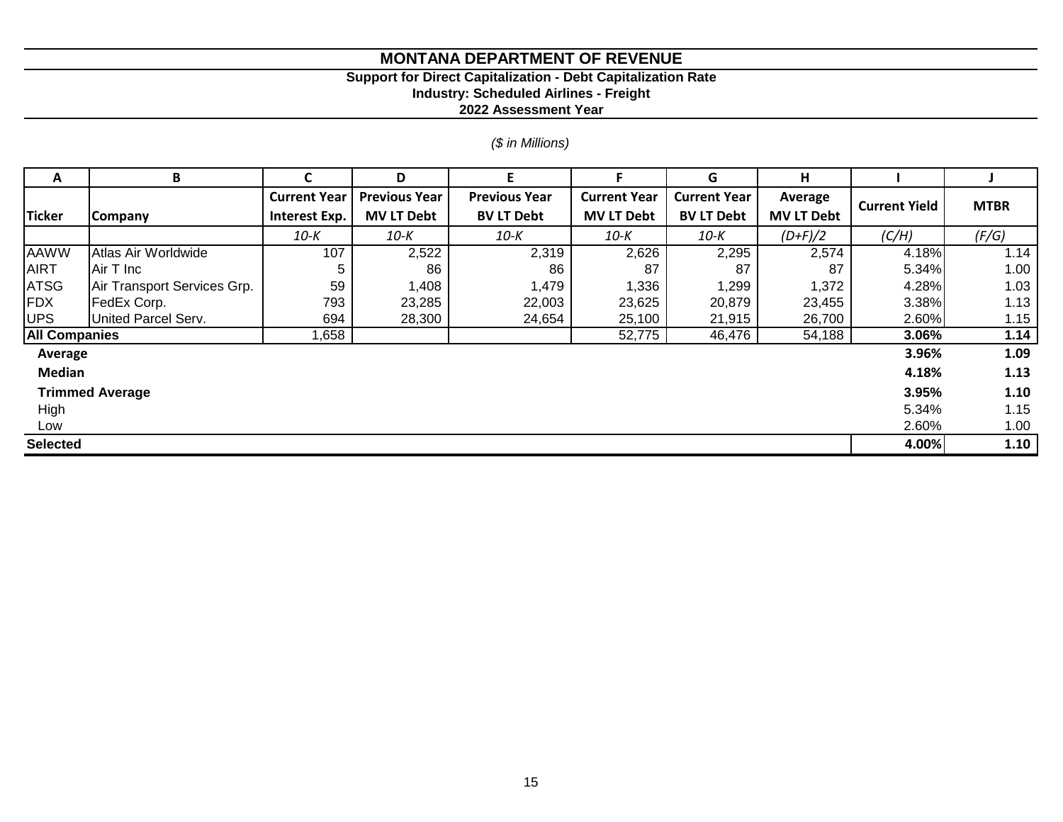# MONTANA DEPARTMENT OF REVENUE

**Support for Direct Capitalization - Debt Capitalization Rate**

**Industry: Scheduled Airlines - Freight**

**2022 Assessment Year**

*($ in Millions)*

| A | B | C | D | E | F | G | H | I | J |
|---|---|---|---|---|---|---|---|---|---|
| **Ticker** | **Company** | **Current Year Interest Exp.** | **Previous Year MV LT Debt** | **Previous Year BV LT Debt** | **Current Year MV LT Debt** | **Current Year BV LT Debt** | **Average MV LT Debt** | **Current Yield** | **MTBR** |
| | | *10-K* | *10-K* | *10-K* | *10-K* | *10-K* | *(D+F)/2* | *(C/H)* | *(F/G)* |
| AAWW | Atlas Air Worldwide | 107 | 2,522 | 2,319 | 2,626 | 2,295 | 2,574 | 4.18% | 1.14 |
| AIRT | Air T Inc | 5 | 86 | 86 | 87 | 87 | 87 | 5.34% | 1.00 |
| ATSG | Air Transport Services Grp. | 59 | 1,408 | 1,479 | 1,336 | 1,299 | 1,372 | 4.28% | 1.03 |
| FDX | FedEx Corp. | 793 | 23,285 | 22,003 | 23,625 | 20,879 | 23,455 | 3.38% | 1.13 |
| UPS | United Parcel Serv. | 694 | 28,300 | 24,654 | 25,100 | 21,915 | 26,700 | 2.60% | 1.15 |
| **All Companies** | | 1,658 | | | 52,775 | 46,476 | 54,188 | **3.06%** | **1.14** |
| **Average** | | | | | | | | **3.96%** | **1.09** |
| **Median** | | | | | | | | **4.18%** | **1.13** |
| **Trimmed Average** | | | | | | | | **3.95%** | **1.10** |
| High | | | | | | | | 5.34% | 1.15 |
| Low | | | | | | | | 2.60% | 1.00 |
| **Selected** | | | | | | | | **4.00%** | **1.10** |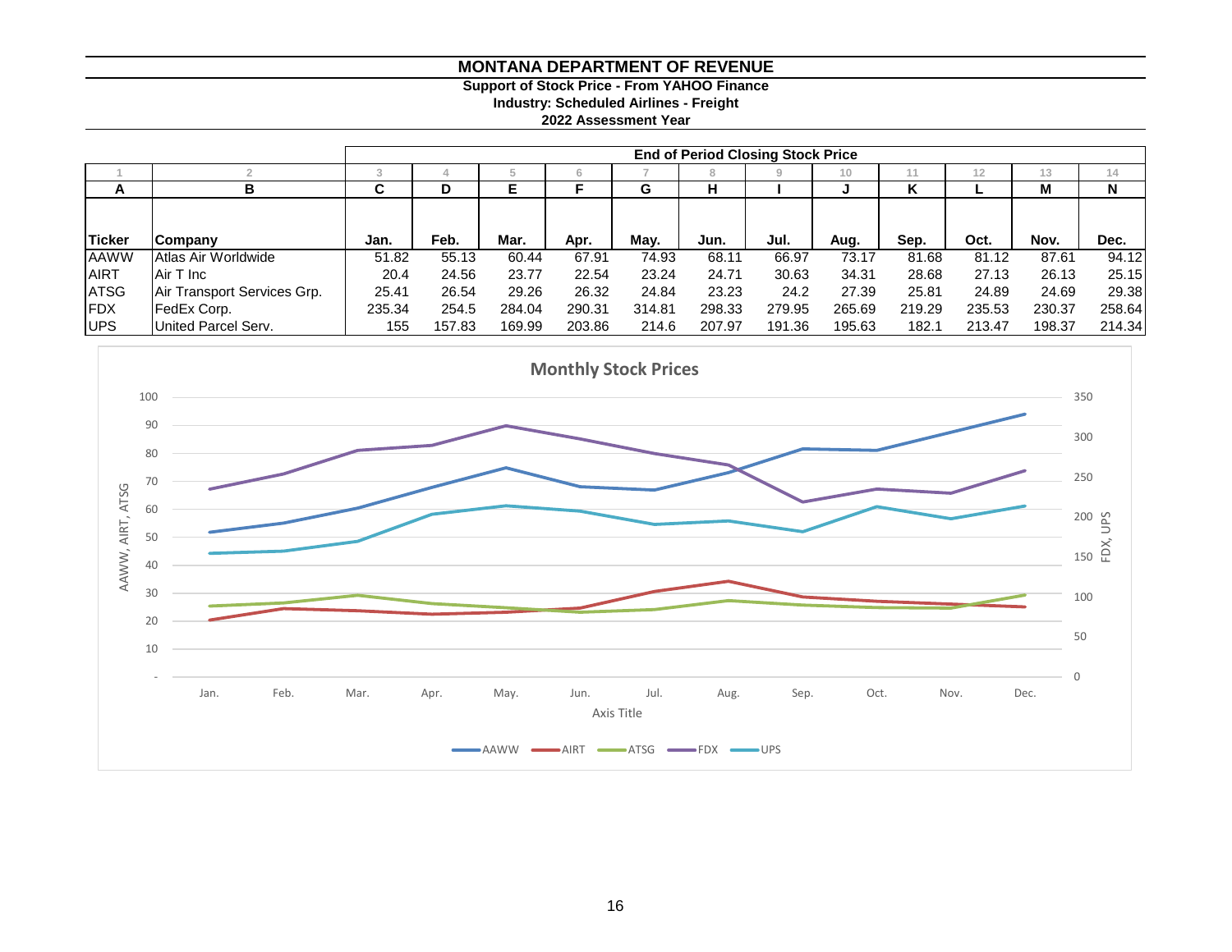# MONTANA DEPARTMENT OF REVENUE

**Support of Stock Price - From YAHOO Finance**
**Industry: Scheduled Airlines - Freight**
**2022 Assessment Year**

| | | End of Period Closing Stock Price | | | | | | | | | | | |
|---|---|---|---|---|---|---|---|---|---|---|---|---|---|
| 1 | 2 | 3 | 4 | 5 | 6 | 7 | 8 | 9 | 10 | 11 | 12 | 13 | 14 |
| A | B | C | D | E | F | G | H | I | J | K | L | M | N |
| Ticker | Company | Jan. | Feb. | Mar. | Apr. | May. | Jun. | Jul. | Aug. | Sep. | Oct. | Nov. | Dec. |
| AAWW | Atlas Air Worldwide | 51.82 | 55.13 | 60.44 | 67.91 | 74.93 | 68.11 | 66.97 | 73.17 | 81.68 | 81.12 | 87.61 | 94.12 |
| AIRT | Air T Inc | 20.4 | 24.56 | 23.77 | 22.54 | 23.24 | 24.71 | 30.63 | 34.31 | 28.68 | 27.13 | 26.13 | 25.15 |
| ATSG | Air Transport Services Grp. | 25.41 | 26.54 | 29.26 | 26.32 | 24.84 | 23.23 | 24.2 | 27.39 | 25.81 | 24.89 | 24.69 | 29.38 |
| FDX | FedEx Corp. | 235.34 | 254.5 | 284.04 | 290.31 | 314.81 | 298.33 | 279.95 | 265.69 | 219.29 | 235.53 | 230.37 | 258.64 |
| UPS | United Parcel Serv. | 155 | 157.83 | 169.99 | 203.86 | 214.6 | 207.97 | 191.36 | 195.63 | 182.1 | 213.47 | 198.37 | 214.34 |

**Monthly Stock Prices**

Left axis: AAWW, AIRT, ATSG (- to 100); Right axis: FDX, UPS (0 to 350)

X axis: Jan. – Dec. (Axis Title)

Legend: AAWW, AIRT, ATSG, FDX, UPS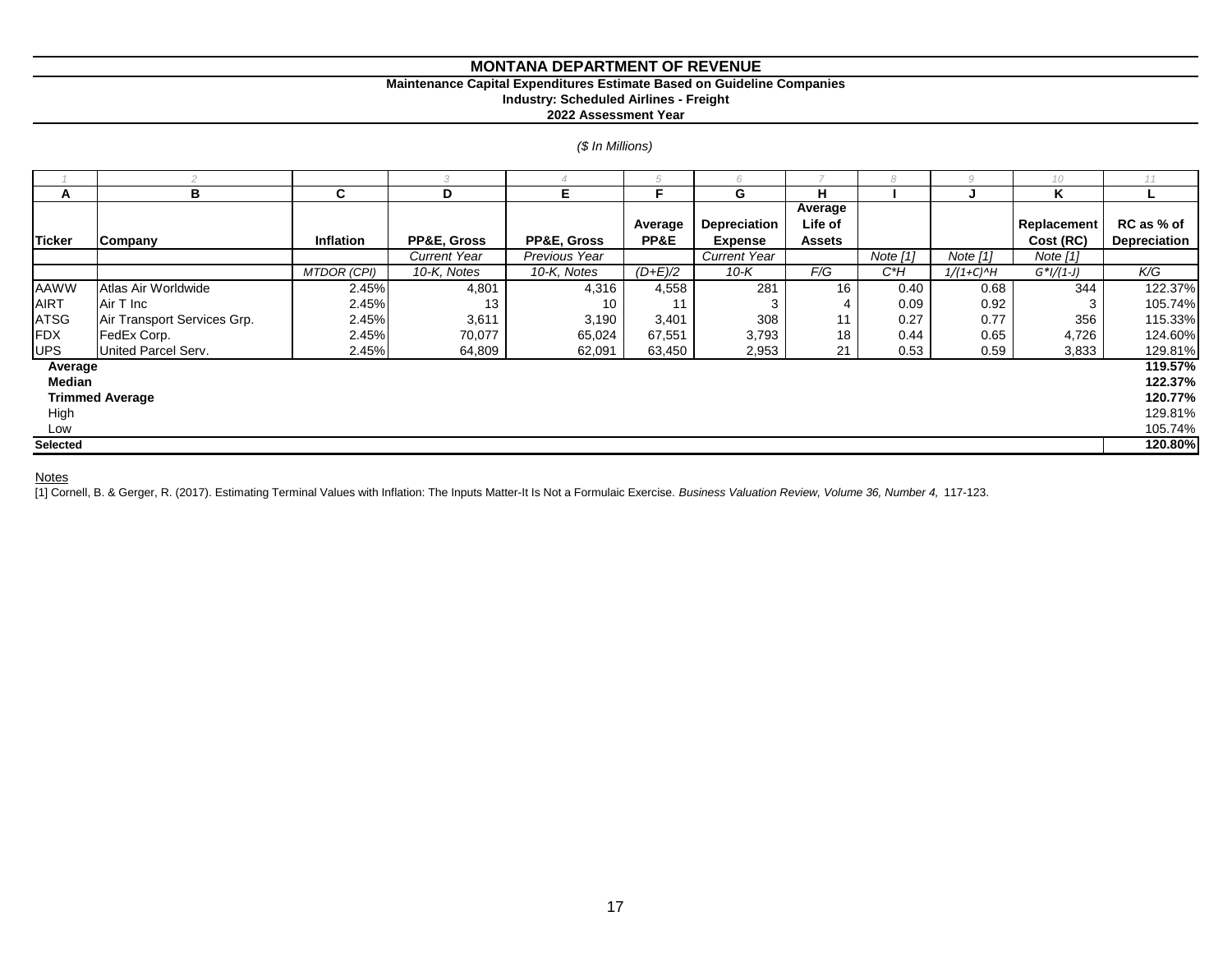# MONTANA DEPARTMENT OF REVENUE

**Maintenance Capital Expenditures Estimate Based on Guideline Companies**
**Industry: Scheduled Airlines - Freight**
**2022 Assessment Year**

*($ In Millions)*

| *1* | *2* | | *3* | *4* | *5* | *6* | *7* | *8* | *9* | *10* | *11* |
|---|---|---|---|---|---|---|---|---|---|---|---|
| **A** | **B** | **C** | **D** | **E** | **F** | **G** | **H** | **I** | **J** | **K** | **L** |
| **Ticker** | **Company** | **Inflation** | **PP&E, Gross** | **PP&E, Gross** | **Average PP&E** | **Depreciation Expense** | **Average Life of Assets** | | | **Replacement Cost (RC)** | **RC as % of Depreciation** |
| | | | *Current Year* | *Previous Year* | | *Current Year* | | *Note [1]* | *Note [1]* | *Note [1]* | |
| | | *MTDOR (CPI)* | *10-K, Notes* | *10-K, Notes* | *(D+E)/2* | *10-K* | *F/G* | *C\*H* | *1/(1+C)^H* | *G\*I/(1-J)* | *K/G* |
| AAWW | Atlas Air Worldwide | 2.45% | 4,801 | 4,316 | 4,558 | 281 | 16 | 0.40 | 0.68 | 344 | 122.37% |
| AIRT | Air T Inc | 2.45% | 13 | 10 | 11 | 3 | 4 | 0.09 | 0.92 | 3 | 105.74% |
| ATSG | Air Transport Services Grp. | 2.45% | 3,611 | 3,190 | 3,401 | 308 | 11 | 0.27 | 0.77 | 356 | 115.33% |
| FDX | FedEx Corp. | 2.45% | 70,077 | 65,024 | 67,551 | 3,793 | 18 | 0.44 | 0.65 | 4,726 | 124.60% |
| UPS | United Parcel Serv. | 2.45% | 64,809 | 62,091 | 63,450 | 2,953 | 21 | 0.53 | 0.59 | 3,833 | 129.81% |
| **Average** | | | | | | | | | | | **119.57%** |
| **Median** | | | | | | | | | | | **122.37%** |
| **Trimmed Average** | | | | | | | | | | | **120.77%** |
| High | | | | | | | | | | | 129.81% |
| Low | | | | | | | | | | | 105.74% |
| **Selected** | | | | | | | | | | | **120.80%** |

Notes

[1] Cornell, B. & Gerger, R. (2017). Estimating Terminal Values with Inflation: The Inputs Matter-It Is Not a Formulaic Exercise. *Business Valuation Review, Volume 36, Number 4,* 117-123.